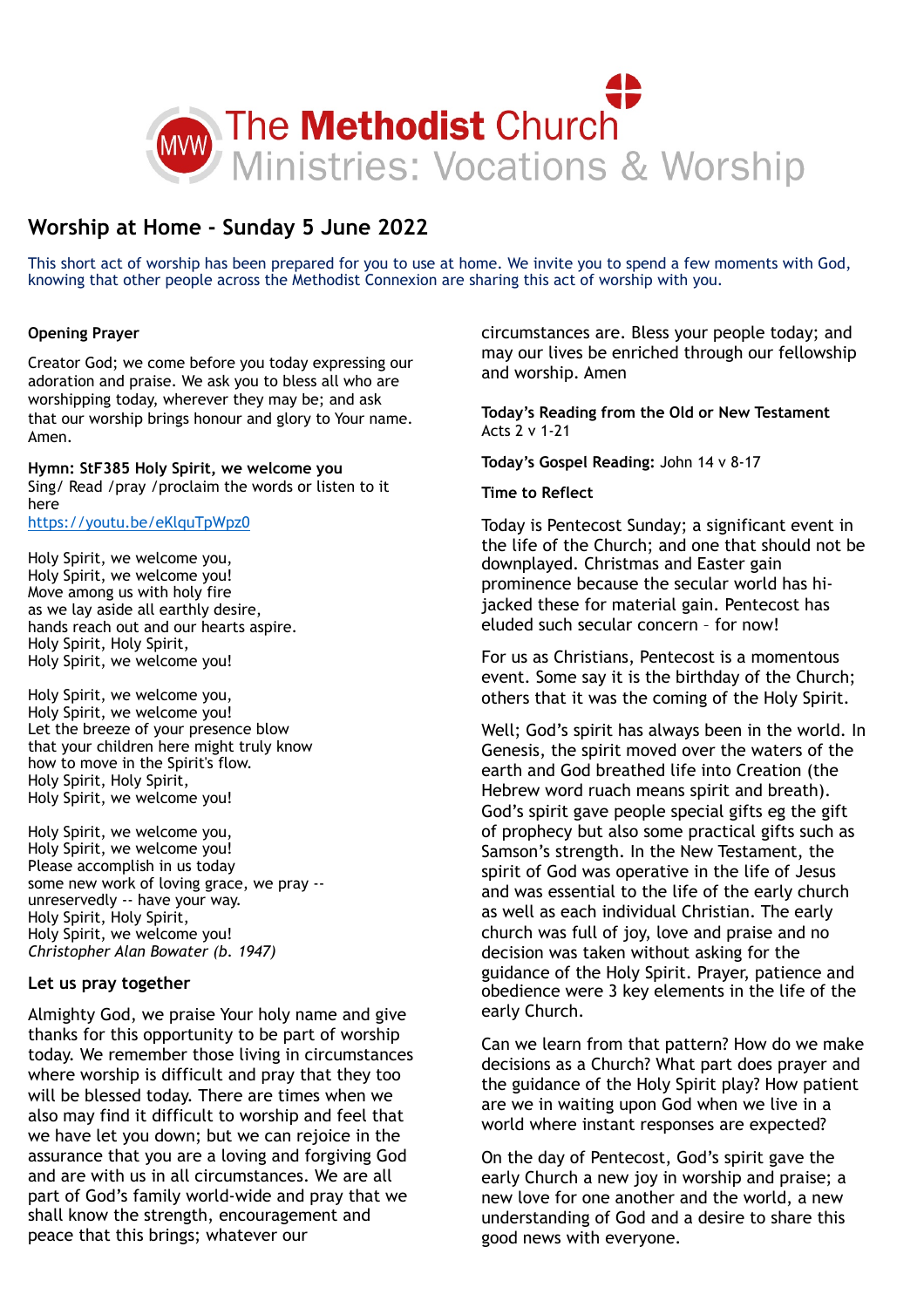The Methodist Church
Ministries: Vocations & Worship

# Worship at Home - Sunday 5 June 2022

This short act of worship has been prepared for you to use at home. We invite you to spend a few moments with God, knowing that other people across the Methodist Connexion are sharing this act of worship with you.

**Opening Prayer**

Creator God; we come before you today expressing our adoration and praise. We ask you to bless all who are worshipping today, wherever they may be; and ask that our worship brings honour and glory to Your name. Amen.

**Hymn: StF385 Holy Spirit, we welcome you**
Sing/ Read /pray /proclaim the words or listen to it here
https://youtu.be/eKlquTpWpz0

Holy Spirit, we welcome you,
Holy Spirit, we welcome you!
Move among us with holy fire
as we lay aside all earthly desire,
hands reach out and our hearts aspire.
Holy Spirit, Holy Spirit,
Holy Spirit, we welcome you!

Holy Spirit, we welcome you,
Holy Spirit, we welcome you!
Let the breeze of your presence blow
that your children here might truly know
how to move in the Spirit's flow.
Holy Spirit, Holy Spirit,
Holy Spirit, we welcome you!

Holy Spirit, we welcome you,
Holy Spirit, we welcome you!
Please accomplish in us today
some new work of loving grace, we pray --
unreservedly -- have your way.
Holy Spirit, Holy Spirit,
Holy Spirit, we welcome you!
*Christopher Alan Bowater (b. 1947)*

**Let us pray together**

Almighty God, we praise Your holy name and give thanks for this opportunity to be part of worship today. We remember those living in circumstances where worship is difficult and pray that they too will be blessed today. There are times when we also may find it difficult to worship and feel that we have let you down; but we can rejoice in the assurance that you are a loving and forgiving God and are with us in all circumstances. We are all part of God's family world-wide and pray that we shall know the strength, encouragement and peace that this brings; whatever our circumstances are. Bless your people today; and may our lives be enriched through our fellowship and worship. Amen

**Today's Reading from the Old or New Testament**
Acts 2 v 1-21

**Today's Gospel Reading:** John 14 v 8-17

**Time to Reflect**

Today is Pentecost Sunday; a significant event in the life of the Church; and one that should not be downplayed. Christmas and Easter gain prominence because the secular world has hi-jacked these for material gain. Pentecost has eluded such secular concern – for now!

For us as Christians, Pentecost is a momentous event. Some say it is the birthday of the Church; others that it was the coming of the Holy Spirit.

Well; God's spirit has always been in the world. In Genesis, the spirit moved over the waters of the earth and God breathed life into Creation (the Hebrew word ruach means spirit and breath). God's spirit gave people special gifts eg the gift of prophecy but also some practical gifts such as Samson's strength. In the New Testament, the spirit of God was operative in the life of Jesus and was essential to the life of the early church as well as each individual Christian. The early church was full of joy, love and praise and no decision was taken without asking for the guidance of the Holy Spirit. Prayer, patience and obedience were 3 key elements in the life of the early Church.

Can we learn from that pattern? How do we make decisions as a Church? What part does prayer and the guidance of the Holy Spirit play? How patient are we in waiting upon God when we live in a world where instant responses are expected?

On the day of Pentecost, God's spirit gave the early Church a new joy in worship and praise; a new love for one another and the world, a new understanding of God and a desire to share this good news with everyone.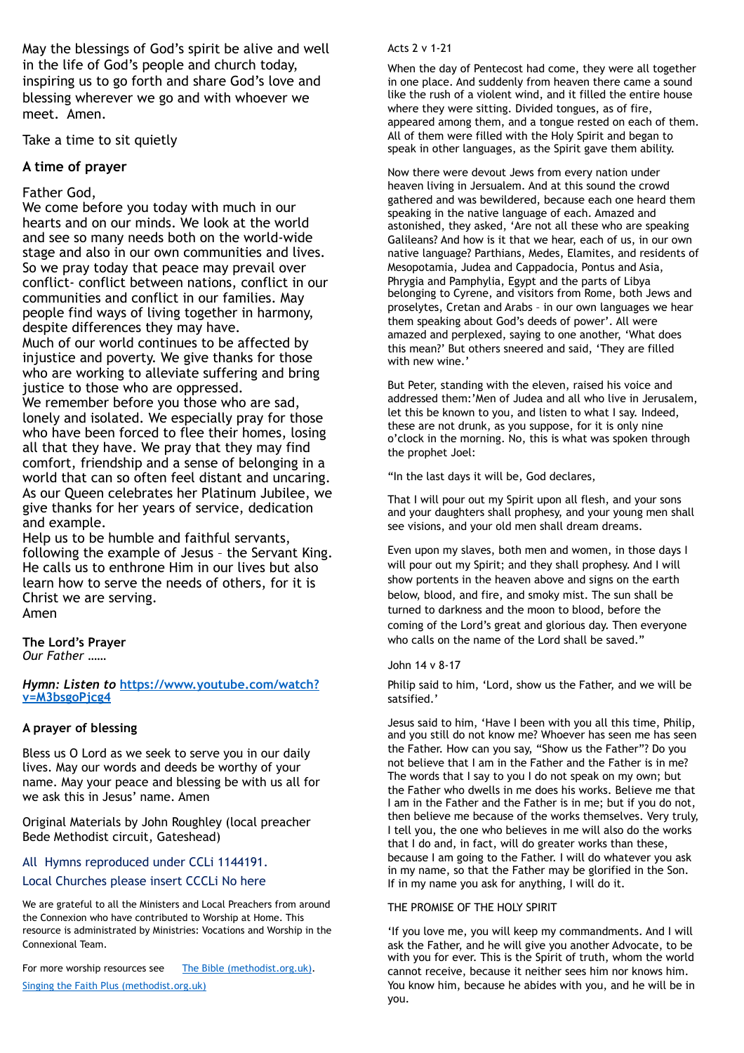May the blessings of God's spirit be alive and well in the life of God's people and church today, inspiring us to go forth and share God's love and blessing wherever we go and with whoever we meet. Amen.

Take a time to sit quietly

**A time of prayer**

Father God,
We come before you today with much in our hearts and on our minds. We look at the world and see so many needs both on the world-wide stage and also in our own communities and lives. So we pray today that peace may prevail over conflict- conflict between nations, conflict in our communities and conflict in our families. May people find ways of living together in harmony, despite differences they may have.
Much of our world continues to be affected by injustice and poverty. We give thanks for those who are working to alleviate suffering and bring justice to those who are oppressed.
We remember before you those who are sad, lonely and isolated. We especially pray for those who have been forced to flee their homes, losing all that they have. We pray that they may find comfort, friendship and a sense of belonging in a world that can so often feel distant and uncaring.
As our Queen celebrates her Platinum Jubilee, we give thanks for her years of service, dedication and example.
Help us to be humble and faithful servants, following the example of Jesus – the Servant King. He calls us to enthrone Him in our lives but also learn how to serve the needs of others, for it is Christ we are serving.
Amen

**The Lord's Prayer**
*Our Father ……*

***Hymn: Listen to* [https://www.youtube.com/watch?v=M3bsgoPjcg4](https://www.youtube.com/watch?v=M3bsgoPjcg4)**

**A prayer of blessing**

Bless us O Lord as we seek to serve you in our daily lives. May our words and deeds be worthy of your name. May your peace and blessing be with us all for we ask this in Jesus' name. Amen

Original Materials by John Roughley (local preacher Bede Methodist circuit, Gateshead)

All Hymns reproduced under CCLi 1144191.
Local Churches please insert CCCLi No here

We are grateful to all the Ministers and Local Preachers from around the Connexion who have contributed to Worship at Home. This resource is administrated by Ministries: Vocations and Worship in the Connexional Team.

For more worship resources see [The Bible (methodist.org.uk)](The Bible (methodist.org.uk)).
[Singing the Faith Plus (methodist.org.uk)](Singing the Faith Plus (methodist.org.uk))

Acts 2 v 1-21

When the day of Pentecost had come, they were all together in one place. And suddenly from heaven there came a sound like the rush of a violent wind, and it filled the entire house where they were sitting. Divided tongues, as of fire, appeared among them, and a tongue rested on each of them. All of them were filled with the Holy Spirit and began to speak in other languages, as the Spirit gave them ability.

Now there were devout Jews from every nation under heaven living in Jersualem. And at this sound the crowd gathered and was bewildered, because each one heard them speaking in the native language of each. Amazed and astonished, they asked, 'Are not all these who are speaking Galileans? And how is it that we hear, each of us, in our own native language? Parthians, Medes, Elamites, and residents of Mesopotamia, Judea and Cappadocia, Pontus and Asia, Phrygia and Pamphylia, Egypt and the parts of Libya belonging to Cyrene, and visitors from Rome, both Jews and proselytes, Cretan and Arabs – in our own languages we hear them speaking about God's deeds of power'. All were amazed and perplexed, saying to one another, 'What does this mean?' But others sneered and said, 'They are filled with new wine.'

But Peter, standing with the eleven, raised his voice and addressed them:'Men of Judea and all who live in Jerusalem, let this be known to you, and listen to what I say. Indeed, these are not drunk, as you suppose, for it is only nine o'clock in the morning. No, this is what was spoken through the prophet Joel:

"In the last days it will be, God declares,

That I will pour out my Spirit upon all flesh, and your sons and your daughters shall prophesy, and your young men shall see visions, and your old men shall dream dreams.

Even upon my slaves, both men and women, in those days I will pour out my Spirit; and they shall prophesy. And I will show portents in the heaven above and signs on the earth below, blood, and fire, and smoky mist. The sun shall be turned to darkness and the moon to blood, before the coming of the Lord's great and glorious day. Then everyone who calls on the name of the Lord shall be saved."

John 14 v 8-17

Philip said to him, 'Lord, show us the Father, and we will be satsified.'

Jesus said to him, 'Have I been with you all this time, Philip, and you still do not know me? Whoever has seen me has seen the Father. How can you say, "Show us the Father"? Do you not believe that I am in the Father and the Father is in me? The words that I say to you I do not speak on my own; but the Father who dwells in me does his works. Believe me that I am in the Father and the Father is in me; but if you do not, then believe me because of the works themselves. Very truly, I tell you, the one who believes in me will also do the works that I do and, in fact, will do greater works than these, because I am going to the Father. I will do whatever you ask in my name, so that the Father may be glorified in the Son. If in my name you ask for anything, I will do it.

THE PROMISE OF THE HOLY SPIRIT

'If you love me, you will keep my commandments. And I will ask the Father, and he will give you another Advocate, to be with you for ever. This is the Spirit of truth, whom the world cannot receive, because it neither sees him nor knows him. You know him, because he abides with you, and he will be in you.